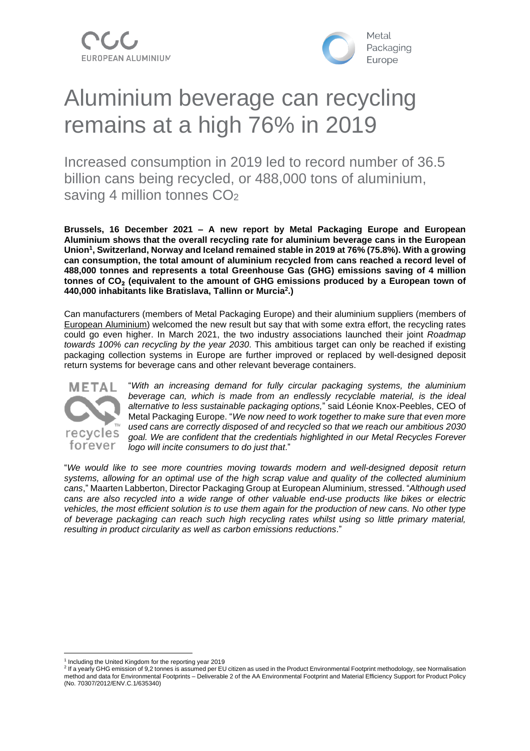# Aluminium beverage can recycling remains at a high 76% in 2019

## Increased consumption in 2019 led to record number of 36.5 billion cans being recycled, or 488,000 tons of aluminium, saving 4 million tonnes $CO_2$

**Brussels, 16 December 2021 – A new report by Metal Packaging Europe and European Aluminium shows that the overall recycling rate for aluminium beverage cans in the European Union[1], Switzerland, Norway and Iceland remained stable in 2019 at 76% (75.8%). With a growing can consumption, the total amount of aluminium recycled from cans reached a record level of 488,000 tonnes and represents a total Greenhouse Gas (GHG) emissions saving of 4 million tonnes of $CO_2$ (equivalent to the amount of GHG emissions produced by a European town of 440,000 inhabitants like Bratislava, Tallinn or Murcia[2].)**

Can manufacturers (members of Metal Packaging Europe) and their aluminium suppliers (members of European Aluminium) welcomed the new result but say that with some extra effort, the recycling rates could go even higher. In March 2021, the two industry associations launched their joint *Roadmap towards 100% can recycling by the year 2030*. This ambitious target can only be reached if existing packaging collection systems in Europe are further improved or replaced by well-designed deposit return systems for beverage cans and other relevant beverage containers.

"*With an increasing demand for fully circular packaging systems, the aluminium beverage can, which is made from an endlessly recyclable material, is the ideal alternative to less sustainable packaging options,*" said Léonie Knox-Peebles, CEO of Metal Packaging Europe. "*We now need to work together to make sure that even more used cans are correctly disposed of and recycled so that we reach our ambitious 2030 goal. We are confident that the credentials highlighted in our Metal Recycles Forever logo will incite consumers to do just that*."

"*We would like to see more countries moving towards modern and well-designed deposit return systems, allowing for an optimal use of the high scrap value and quality of the collected aluminium cans*," Maarten Labberton, Director Packaging Group at European Aluminium, stressed. "*Although used cans are also recycled into a wide range of other valuable end-use products like bikes or electric vehicles, the most efficient solution is to use them again for the production of new cans. No other type of beverage packaging can reach such high recycling rates whilst using so little primary material, resulting in product circularity as well as carbon emissions reductions*."

---

[1] Including the United Kingdom for the reporting year 2019

[2] If a yearly GHG emission of 9,2 tonnes is assumed per EU citizen as used in the Product Environmental Footprint methodology, see Normalisation method and data for Environmental Footprints – Deliverable 2 of the AA Environmental Footprint and Material Efficiency Support for Product Policy (No. 70307/2012/ENV.C.1/635340)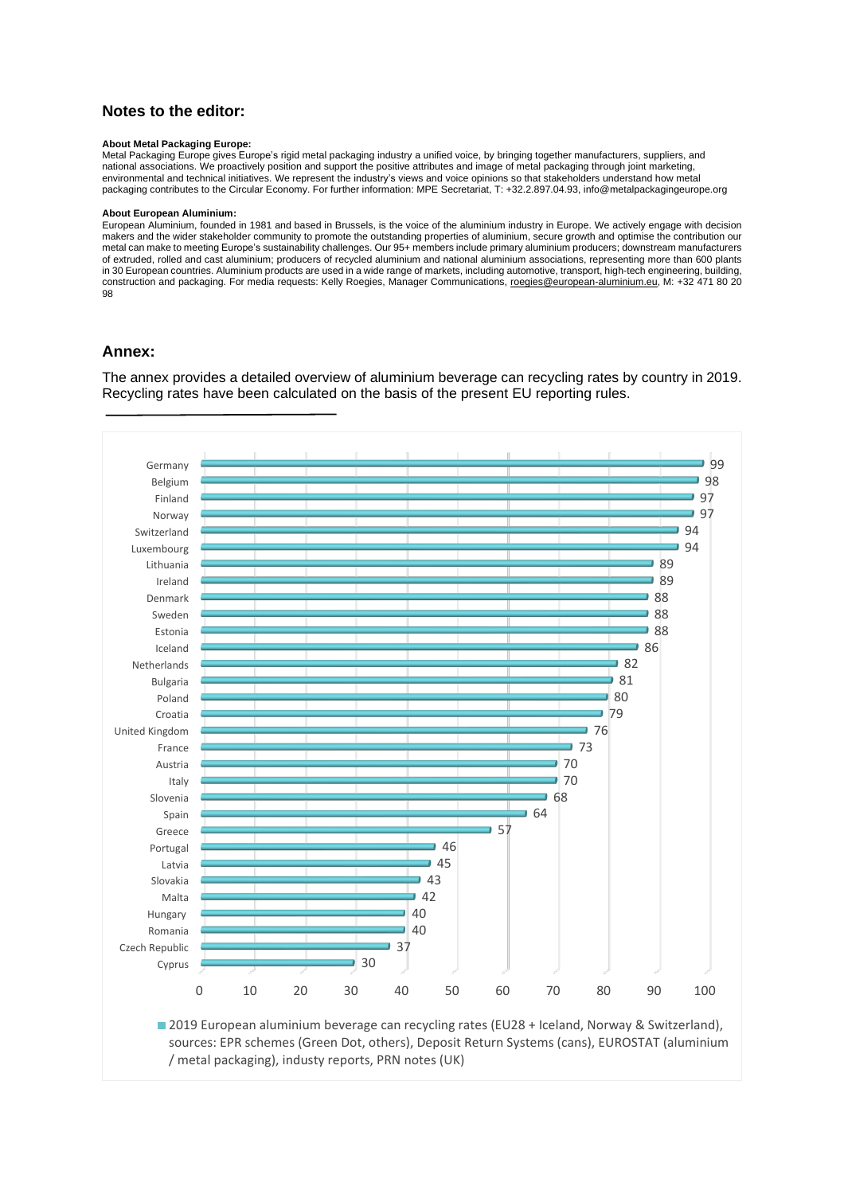## Notes to the editor:

**About Metal Packaging Europe:**
Metal Packaging Europe gives Europe's rigid metal packaging industry a unified voice, by bringing together manufacturers, suppliers, and national associations. We proactively position and support the positive attributes and image of metal packaging through joint marketing, environmental and technical initiatives. We represent the industry's views and voice opinions so that stakeholders understand how metal packaging contributes to the Circular Economy. For further information: MPE Secretariat, T: +32.2.897.04.93, info@metalpackagingeurope.org

**About European Aluminium:**
European Aluminium, founded in 1981 and based in Brussels, is the voice of the aluminium industry in Europe. We actively engage with decision makers and the wider stakeholder community to promote the outstanding properties of aluminium, secure growth and optimise the contribution our metal can make to meeting Europe's sustainability challenges. Our 95+ members include primary aluminium producers; downstream manufacturers of extruded, rolled and cast aluminium; producers of recycled aluminium and national aluminium associations, representing more than 600 plants in 30 European countries. Aluminium products are used in a wide range of markets, including automotive, transport, high-tech engineering, building, construction and packaging. For media requests: Kelly Roegies, Manager Communications, roegies@european-aluminium.eu, M: +32 471 80 20 98

## Annex:

The annex provides a detailed overview of aluminium beverage can recycling rates by country in 2019. Recycling rates have been calculated on the basis of the present EU reporting rules.

Germany 99
Belgium 98
Finland 97
Norway 97
Switzerland 94
Luxembourg 94
Lithuania 89
Ireland 89
Denmark 88
Sweden 88
Estonia 88
Iceland 86
Netherlands 82
Bulgaria 81
Poland 80
Croatia 79
United Kingdom 76
France 73
Austria 70
Italy 70
Slovenia 68
Spain 64
Greece 57
Portugal 46
Latvia 45
Slovakia 43
Malta 42
Hungary 40
Romania 40
Czech Republic 37
Cyprus 30

0 10 20 30 40 50 60 70 80 90 100

2019 European aluminium beverage can recycling rates (EU28 + Iceland, Norway & Switzerland), sources: EPR schemes (Green Dot, others), Deposit Return Systems (cans), EUROSTAT (aluminium / metal packaging), industy reports, PRN notes (UK)